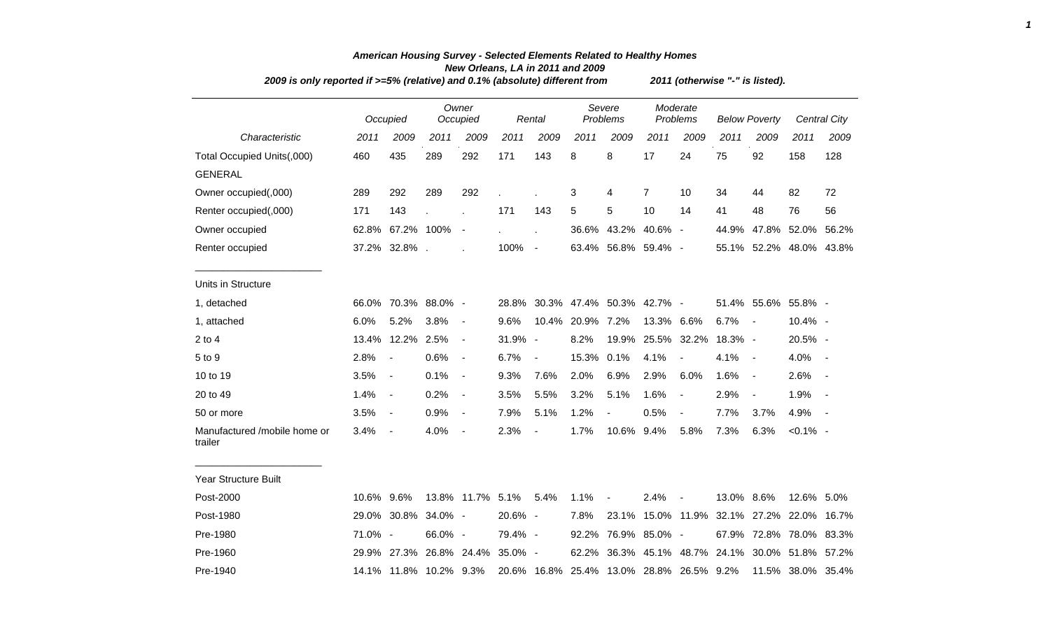# American Housing Survey - Selected Elements Related to Healthy Homes

## New Orleans, LA in 2011 and 2009

*2009 is only reported if >=5% (relative) and 0.1% (absolute) different from 2011 (otherwise "-" is listed).*

| | Occupied | | Owner Occupied | | Rental | | Severe Problems | | Moderate Problems | | Below Poverty | | Central City | |
|---|---|---|---|---|---|---|---|---|---|---|---|---|---|---|
| Characteristic | 2011 | 2009 | 2011 | 2009 | 2011 | 2009 | 2011 | 2009 | 2011 | 2009 | 2011 | 2009 | 2011 | 2009 |
| Total Occupied Units(,000) | 460 | 435 | 289 | 292 | 171 | 143 | 8 | 8 | 17 | 24 | 75 | 92 | 158 | 128 |
| GENERAL | | | | | | | | | | | | | | |
| Owner occupied(,000) | 289 | 292 | 289 | 292 | . | . | 3 | 4 | 7 | 10 | 34 | 44 | 82 | 72 |
| Renter occupied(,000) | 171 | 143 | . | . | 171 | 143 | 5 | 5 | 10 | 14 | 41 | 48 | 76 | 56 |
| Owner occupied | 62.8% | 67.2% | 100% | - | . | . | 36.6% | 43.2% | 40.6% | - | 44.9% | 47.8% | 52.0% | 56.2% |
| Renter occupied | 37.2% | 32.8% | . | . | 100% | - | 63.4% | 56.8% | 59.4% | - | 55.1% | 52.2% | 48.0% | 43.8% |
| Units in Structure | | | | | | | | | | | | | | |
| 1, detached | 66.0% | 70.3% | 88.0% | - | 28.8% | 30.3% | 47.4% | 50.3% | 42.7% | - | 51.4% | 55.6% | 55.8% | - |
| 1, attached | 6.0% | 5.2% | 3.8% | - | 9.6% | 10.4% | 20.9% | 7.2% | 13.3% | 6.6% | 6.7% | - | 10.4% | - |
| 2 to 4 | 13.4% | 12.2% | 2.5% | - | 31.9% | - | 8.2% | 19.9% | 25.5% | 32.2% | 18.3% | - | 20.5% | - |
| 5 to 9 | 2.8% | - | 0.6% | - | 6.7% | - | 15.3% | 0.1% | 4.1% | - | 4.1% | - | 4.0% | - |
| 10 to 19 | 3.5% | - | 0.1% | - | 9.3% | 7.6% | 2.0% | 6.9% | 2.9% | 6.0% | 1.6% | - | 2.6% | - |
| 20 to 49 | 1.4% | - | 0.2% | - | 3.5% | 5.5% | 3.2% | 5.1% | 1.6% | - | 2.9% | - | 1.9% | - |
| 50 or more | 3.5% | - | 0.9% | - | 7.9% | 5.1% | 1.2% | - | 0.5% | - | 7.7% | 3.7% | 4.9% | - |
| Manufactured /mobile home or trailer | 3.4% | - | 4.0% | - | 2.3% | - | 1.7% | 10.6% | 9.4% | 5.8% | 7.3% | 6.3% | <0.1% | - |
| Year Structure Built | | | | | | | | | | | | | | |
| Post-2000 | 10.6% | 9.6% | 13.8% | 11.7% | 5.1% | 5.4% | 1.1% | - | 2.4% | - | 13.0% | 8.6% | 12.6% | 5.0% |
| Post-1980 | 29.0% | 30.8% | 34.0% | - | 20.6% | - | 7.8% | 23.1% | 15.0% | 11.9% | 32.1% | 27.2% | 22.0% | 16.7% |
| Pre-1980 | 71.0% | - | 66.0% | - | 79.4% | - | 92.2% | 76.9% | 85.0% | - | 67.9% | 72.8% | 78.0% | 83.3% |
| Pre-1960 | 29.9% | 27.3% | 26.8% | 24.4% | 35.0% | - | 62.2% | 36.3% | 45.1% | 48.7% | 24.1% | 30.0% | 51.8% | 57.2% |
| Pre-1940 | 14.1% | 11.8% | 10.2% | 9.3% | 20.6% | 16.8% | 25.4% | 13.0% | 28.8% | 26.5% | 9.2% | 11.5% | 38.0% | 35.4% |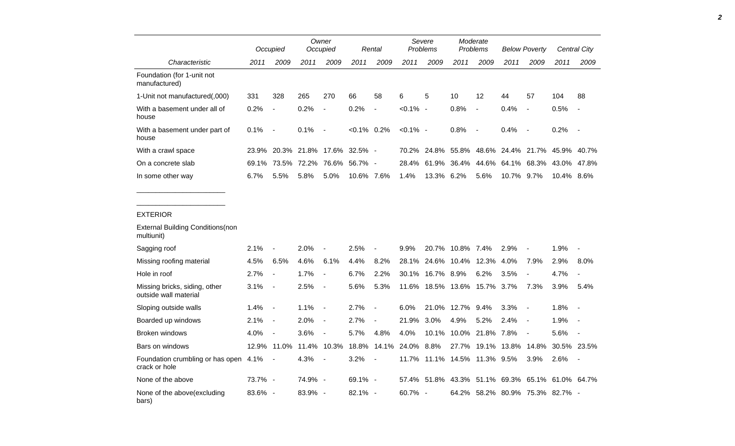| | Occupied | | Owner Occupied | | Rental | | Severe Problems | | Moderate Problems | | Below Poverty | | Central City | |
|---|---|---|---|---|---|---|---|---|---|---|---|---|---|---|
| Characteristic | 2011 | 2009 | 2011 | 2009 | 2011 | 2009 | 2011 | 2009 | 2011 | 2009 | 2011 | 2009 | 2011 | 2009 |
| Foundation (for 1-unit not manufactured) | | | | | | | | | | | | | | |
| 1-Unit not manufactured(,000) | 331 | 328 | 265 | 270 | 66 | 58 | 6 | 5 | 10 | 12 | 44 | 57 | 104 | 88 |
| With a basement under all of house | 0.2% | - | 0.2% | - | 0.2% | - | <0.1% | - | 0.8% | - | 0.4% | - | 0.5% | - |
| With a basement under part of house | 0.1% | - | 0.1% | - | <0.1% | 0.2% | <0.1% | - | 0.8% | - | 0.4% | - | 0.2% | - |
| With a crawl space | 23.9% | 20.3% | 21.8% | 17.6% | 32.5% | - | 70.2% | 24.8% | 55.8% | 48.6% | 24.4% | 21.7% | 45.9% | 40.7% |
| On a concrete slab | 69.1% | 73.5% | 72.2% | 76.6% | 56.7% | - | 28.4% | 61.9% | 36.4% | 44.6% | 64.1% | 68.3% | 43.0% | 47.8% |
| In some other way | 6.7% | 5.5% | 5.8% | 5.0% | 10.6% | 7.6% | 1.4% | 13.3% | 6.2% | 5.6% | 10.7% | 9.7% | 10.4% | 8.6% |
| EXTERIOR | | | | | | | | | | | | | | |
| External Building Conditions(non multiunit) | | | | | | | | | | | | | | |
| Sagging roof | 2.1% | - | 2.0% | - | 2.5% | - | 9.9% | 20.7% | 10.8% | 7.4% | 2.9% | - | 1.9% | - |
| Missing roofing material | 4.5% | 6.5% | 4.6% | 6.1% | 4.4% | 8.2% | 28.1% | 24.6% | 10.4% | 12.3% | 4.0% | 7.9% | 2.9% | 8.0% |
| Hole in roof | 2.7% | - | 1.7% | - | 6.7% | 2.2% | 30.1% | 16.7% | 8.9% | 6.2% | 3.5% | - | 4.7% | - |
| Missing bricks, siding, other outside wall material | 3.1% | - | 2.5% | - | 5.6% | 5.3% | 11.6% | 18.5% | 13.6% | 15.7% | 3.7% | 7.3% | 3.9% | 5.4% |
| Sloping outside walls | 1.4% | - | 1.1% | - | 2.7% | - | 6.0% | 21.0% | 12.7% | 9.4% | 3.3% | - | 1.8% | - |
| Boarded up windows | 2.1% | - | 2.0% | - | 2.7% | - | 21.9% | 3.0% | 4.9% | 5.2% | 2.4% | - | 1.9% | - |
| Broken windows | 4.0% | - | 3.6% | - | 5.7% | 4.8% | 4.0% | 10.1% | 10.0% | 21.8% | 7.8% | - | 5.6% | - |
| Bars on windows | 12.9% | 11.0% | 11.4% | 10.3% | 18.8% | 14.1% | 24.0% | 8.8% | 27.7% | 19.1% | 13.8% | 14.8% | 30.5% | 23.5% |
| Foundation crumbling or has open crack or hole | 4.1% | - | 4.3% | - | 3.2% | - | 11.7% | 11.1% | 14.5% | 11.3% | 9.5% | 3.9% | 2.6% | - |
| None of the above | 73.7% | - | 74.9% | - | 69.1% | - | 57.4% | 51.8% | 43.3% | 51.1% | 69.3% | 65.1% | 61.0% | 64.7% |
| None of the above(excluding bars) | 83.6% | - | 83.9% | - | 82.1% | - | 60.7% | - | 64.2% | 58.2% | 80.9% | 75.3% | 82.7% | - |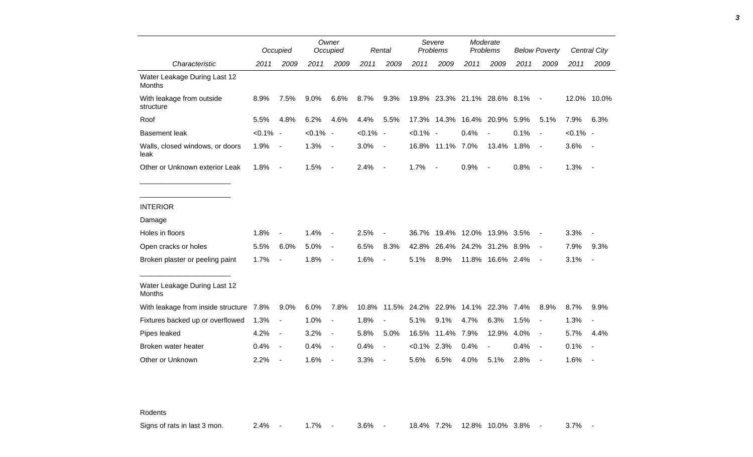| | Occupied | | Owner Occupied | | Rental | | Severe Problems | | Moderate Problems | | Below Poverty | | Central City | |
|---|---|---|---|---|---|---|---|---|---|---|---|---|---|---|
| Characteristic | 2011 | 2009 | 2011 | 2009 | 2011 | 2009 | 2011 | 2009 | 2011 | 2009 | 2011 | 2009 | 2011 | 2009 |
| Water Leakage During Last 12 Months | | | | | | | | | | | | | | |
| With leakage from outside structure | 8.9% | 7.5% | 9.0% | 6.6% | 8.7% | 9.3% | 19.8% | 23.3% | 21.1% | 28.6% | 8.1% | - | 12.0% | 10.0% |
| Roof | 5.5% | 4.8% | 6.2% | 4.6% | 4.4% | 5.5% | 17.3% | 14.3% | 16.4% | 20.9% | 5.9% | 5.1% | 7.9% | 6.3% |
| Basement leak | <0.1% | - | <0.1% | - | <0.1% | - | <0.1% | - | 0.4% | - | 0.1% | - | <0.1% | - |
| Walls, closed windows, or doors leak | 1.9% | - | 1.3% | - | 3.0% | - | 16.8% | 11.1% | 7.0% | 13.4% | 1.8% | - | 3.6% | - |
| Other or Unknown exterior Leak | 1.8% | - | 1.5% | - | 2.4% | - | 1.7% | - | 0.9% | - | 0.8% | - | 1.3% | - |
| INTERIOR | | | | | | | | | | | | | | |
| Damage | | | | | | | | | | | | | | |
| Holes in floors | 1.8% | - | 1.4% | - | 2.5% | - | 36.7% | 19.4% | 12.0% | 13.9% | 3.5% | - | 3.3% | - |
| Open cracks or holes | 5.5% | 6.0% | 5.0% | - | 6.5% | 8.3% | 42.8% | 26.4% | 24.2% | 31.2% | 8.9% | - | 7.9% | 9.3% |
| Broken plaster or peeling paint | 1.7% | - | 1.8% | - | 1.6% | - | 5.1% | 8.9% | 11.8% | 16.6% | 2.4% | - | 3.1% | - |
| Water Leakage During Last 12 Months | | | | | | | | | | | | | | |
| With leakage from inside structure | 7.8% | 9.0% | 6.0% | 7.8% | 10.8% | 11.5% | 24.2% | 22.9% | 14.1% | 22.3% | 7.4% | 8.9% | 8.7% | 9.9% |
| Fixtures backed up or overflowed | 1.3% | - | 1.0% | - | 1.8% | - | 5.1% | 9.1% | 4.7% | 6.3% | 1.5% | - | 1.3% | - |
| Pipes leaked | 4.2% | - | 3.2% | - | 5.8% | 5.0% | 16.5% | 11.4% | 7.9% | 12.9% | 4.0% | - | 5.7% | 4.4% |
| Broken water heater | 0.4% | - | 0.4% | - | 0.4% | - | <0.1% | 2.3% | 0.4% | - | 0.4% | - | 0.1% | - |
| Other or Unknown | 2.2% | - | 1.6% | - | 3.3% | - | 5.6% | 6.5% | 4.0% | 5.1% | 2.8% | - | 1.6% | - |
| Rodents | | | | | | | | | | | | | | |
| Signs of rats in last 3 mon. | 2.4% | - | 1.7% | - | 3.6% | - | 18.4% | 7.2% | 12.8% | 10.0% | 3.8% | - | 3.7% | - |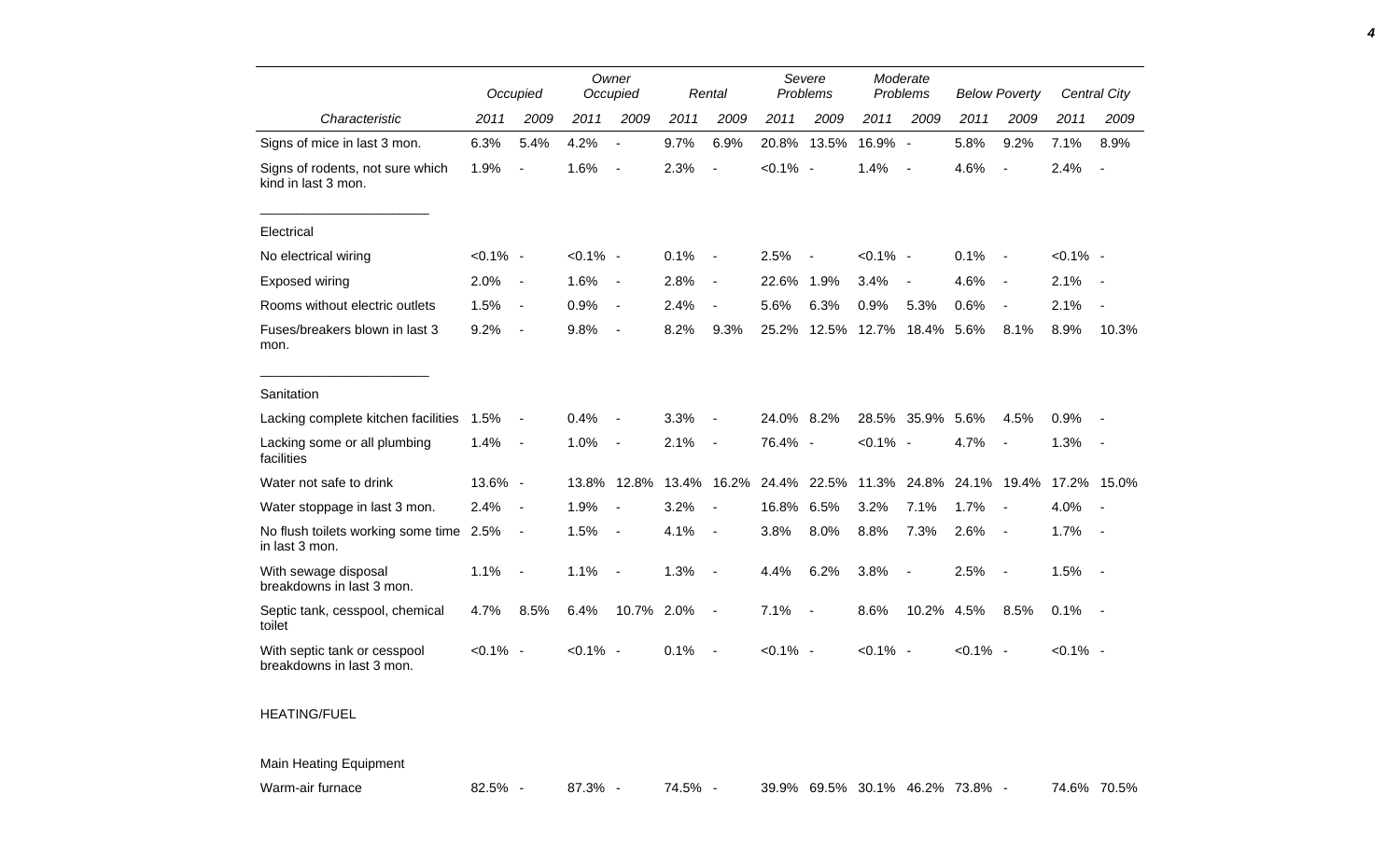| | Occupied | | Owner Occupied | | Rental | | Severe Problems | | Moderate Problems | | Below Poverty | | Central City | |
|---|---|---|---|---|---|---|---|---|---|---|---|---|---|---|
| Characteristic | 2011 | 2009 | 2011 | 2009 | 2011 | 2009 | 2011 | 2009 | 2011 | 2009 | 2011 | 2009 | 2011 | 2009 |
| Signs of mice in last 3 mon. | 6.3% | 5.4% | 4.2% | - | 9.7% | 6.9% | 20.8% | 13.5% | 16.9% | - | 5.8% | 9.2% | 7.1% | 8.9% |
| Signs of rodents, not sure which kind in last 3 mon. | 1.9% | - | 1.6% | - | 2.3% | - | <0.1% | - | 1.4% | - | 4.6% | - | 2.4% | - |
| Electrical | | | | | | | | | | | | | | |
| No electrical wiring | <0.1% | - | <0.1% | - | 0.1% | - | 2.5% | - | <0.1% | - | 0.1% | - | <0.1% | - |
| Exposed wiring | 2.0% | - | 1.6% | - | 2.8% | - | 22.6% | 1.9% | 3.4% | - | 4.6% | - | 2.1% | - |
| Rooms without electric outlets | 1.5% | - | 0.9% | - | 2.4% | - | 5.6% | 6.3% | 0.9% | 5.3% | 0.6% | - | 2.1% | - |
| Fuses/breakers blown in last 3 mon. | 9.2% | - | 9.8% | - | 8.2% | 9.3% | 25.2% | 12.5% | 12.7% | 18.4% | 5.6% | 8.1% | 8.9% | 10.3% |
| Sanitation | | | | | | | | | | | | | | |
| Lacking complete kitchen facilities | 1.5% | - | 0.4% | - | 3.3% | - | 24.0% | 8.2% | 28.5% | 35.9% | 5.6% | 4.5% | 0.9% | - |
| Lacking some or all plumbing facilities | 1.4% | - | 1.0% | - | 2.1% | - | 76.4% | - | <0.1% | - | 4.7% | - | 1.3% | - |
| Water not safe to drink | 13.6% | - | 13.8% | 12.8% | 13.4% | 16.2% | 24.4% | 22.5% | 11.3% | 24.8% | 24.1% | 19.4% | 17.2% | 15.0% |
| Water stoppage in last 3 mon. | 2.4% | - | 1.9% | - | 3.2% | - | 16.8% | 6.5% | 3.2% | 7.1% | 1.7% | - | 4.0% | - |
| No flush toilets working some time in last 3 mon. | 2.5% | - | 1.5% | - | 4.1% | - | 3.8% | 8.0% | 8.8% | 7.3% | 2.6% | - | 1.7% | - |
| With sewage disposal breakdowns in last 3 mon. | 1.1% | - | 1.1% | - | 1.3% | - | 4.4% | 6.2% | 3.8% | - | 2.5% | - | 1.5% | - |
| Septic tank, cesspool, chemical toilet | 4.7% | 8.5% | 6.4% | 10.7% | 2.0% | - | 7.1% | - | 8.6% | 10.2% | 4.5% | 8.5% | 0.1% | - |
| With septic tank or cesspool breakdowns in last 3 mon. | <0.1% | - | <0.1% | - | 0.1% | - | <0.1% | - | <0.1% | - | <0.1% | - | <0.1% | - |
| HEATING/FUEL | | | | | | | | | | | | | | |
| Main Heating Equipment | | | | | | | | | | | | | | |
| Warm-air furnace | 82.5% | - | 87.3% | - | 74.5% | - | 39.9% | 69.5% | 30.1% | 46.2% | 73.8% | - | 74.6% | 70.5% |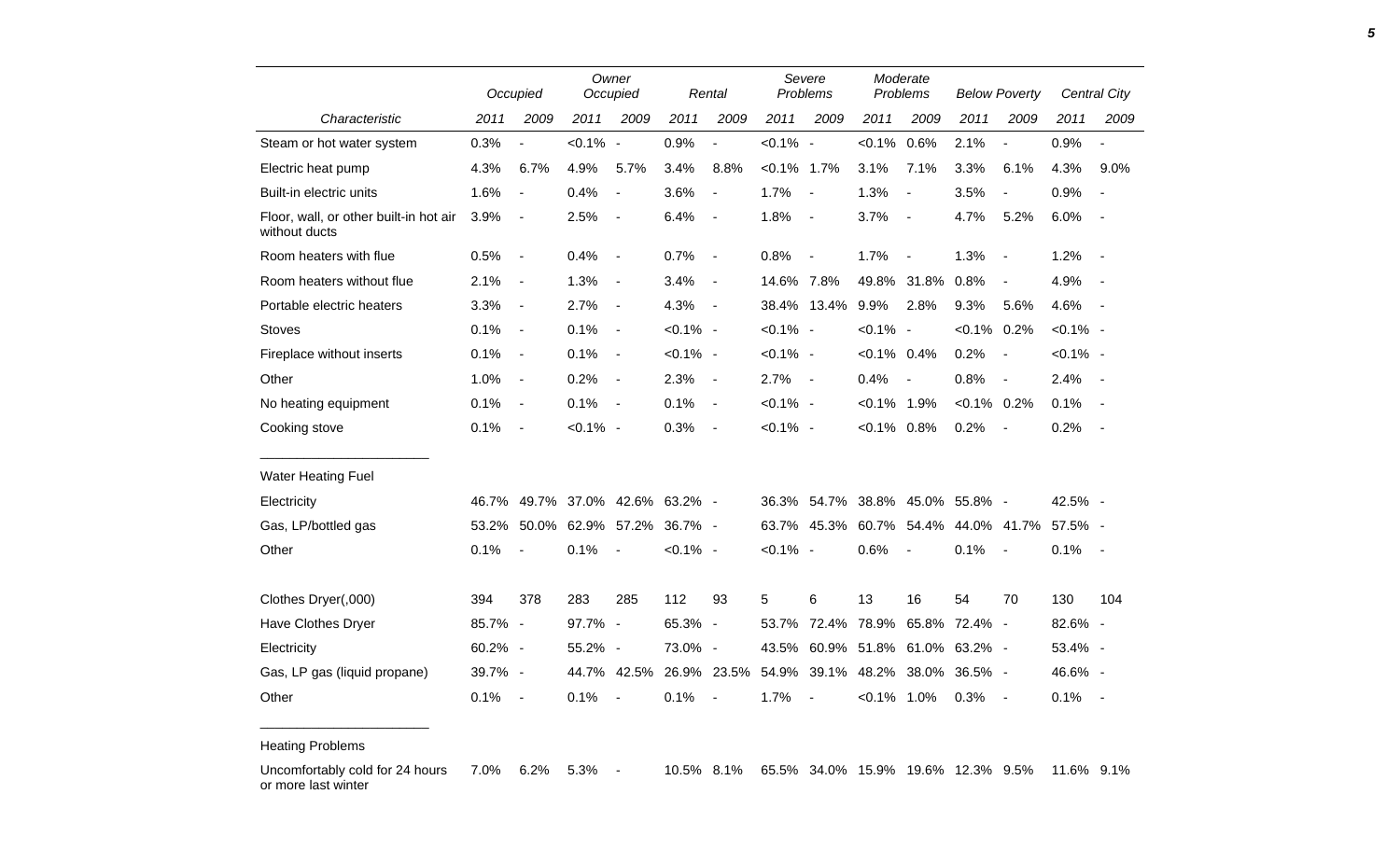| Characteristic | Occupied 2011 | Occupied 2009 | Owner Occupied 2011 | Owner Occupied 2009 | Rental 2011 | Rental 2009 | Severe Problems 2011 | Severe Problems 2009 | Moderate Problems 2011 | Moderate Problems 2009 | Below Poverty 2011 | Below Poverty 2009 | Central City 2011 | Central City 2009 |
|---|---|---|---|---|---|---|---|---|---|---|---|---|---|---|
| Steam or hot water system | 0.3% | - | <0.1% | - | 0.9% | - | <0.1% | - | <0.1% | 0.6% | 2.1% | - | 0.9% | - |
| Electric heat pump | 4.3% | 6.7% | 4.9% | 5.7% | 3.4% | 8.8% | <0.1% | 1.7% | 3.1% | 7.1% | 3.3% | 6.1% | 4.3% | 9.0% |
| Built-in electric units | 1.6% | - | 0.4% | - | 3.6% | - | 1.7% | - | 1.3% | - | 3.5% | - | 0.9% | - |
| Floor, wall, or other built-in hot air without ducts | 3.9% | - | 2.5% | - | 6.4% | - | 1.8% | - | 3.7% | - | 4.7% | 5.2% | 6.0% | - |
| Room heaters with flue | 0.5% | - | 0.4% | - | 0.7% | - | 0.8% | - | 1.7% | - | 1.3% | - | 1.2% | - |
| Room heaters without flue | 2.1% | - | 1.3% | - | 3.4% | - | 14.6% | 7.8% | 49.8% | 31.8% | 0.8% | - | 4.9% | - |
| Portable electric heaters | 3.3% | - | 2.7% | - | 4.3% | - | 38.4% | 13.4% | 9.9% | 2.8% | 9.3% | 5.6% | 4.6% | - |
| Stoves | 0.1% | - | 0.1% | - | <0.1% | - | <0.1% | - | <0.1% | - | <0.1% | 0.2% | <0.1% | - |
| Fireplace without inserts | 0.1% | - | 0.1% | - | <0.1% | - | <0.1% | - | <0.1% | 0.4% | 0.2% | - | <0.1% | - |
| Other | 1.0% | - | 0.2% | - | 2.3% | - | 2.7% | - | 0.4% | - | 0.8% | - | 2.4% | - |
| No heating equipment | 0.1% | - | 0.1% | - | 0.1% | - | <0.1% | - | <0.1% | 1.9% | <0.1% | 0.2% | 0.1% | - |
| Cooking stove | 0.1% | - | <0.1% | - | 0.3% | - | <0.1% | - | <0.1% | 0.8% | 0.2% | - | 0.2% | - |
| **Water Heating Fuel** | | | | | | | | | | | | | | |
| Electricity | 46.7% | 49.7% | 37.0% | 42.6% | 63.2% | - | 36.3% | 54.7% | 38.8% | 45.0% | 55.8% | - | 42.5% | - |
| Gas, LP/bottled gas | 53.2% | 50.0% | 62.9% | 57.2% | 36.7% | - | 63.7% | 45.3% | 60.7% | 54.4% | 44.0% | 41.7% | 57.5% | - |
| Other | 0.1% | - | 0.1% | - | <0.1% | - | <0.1% | - | 0.6% | - | 0.1% | - | 0.1% | - |
| Clothes Dryer(,000) | 394 | 378 | 283 | 285 | 112 | 93 | 5 | 6 | 13 | 16 | 54 | 70 | 130 | 104 |
| Have Clothes Dryer | 85.7% | - | 97.7% | - | 65.3% | - | 53.7% | 72.4% | 78.9% | 65.8% | 72.4% | - | 82.6% | - |
| Electricity | 60.2% | - | 55.2% | - | 73.0% | - | 43.5% | 60.9% | 51.8% | 61.0% | 63.2% | - | 53.4% | - |
| Gas, LP gas (liquid propane) | 39.7% | - | 44.7% | 42.5% | 26.9% | 23.5% | 54.9% | 39.1% | 48.2% | 38.0% | 36.5% | - | 46.6% | - |
| Other | 0.1% | - | 0.1% | - | 0.1% | - | 1.7% | - | <0.1% | 1.0% | 0.3% | - | 0.1% | - |
| **Heating Problems** | | | | | | | | | | | | | | |
| Uncomfortably cold for 24 hours or more last winter | 7.0% | 6.2% | 5.3% | - | 10.5% | 8.1% | 65.5% | 34.0% | 15.9% | 19.6% | 12.3% | 9.5% | 11.6% | 9.1% |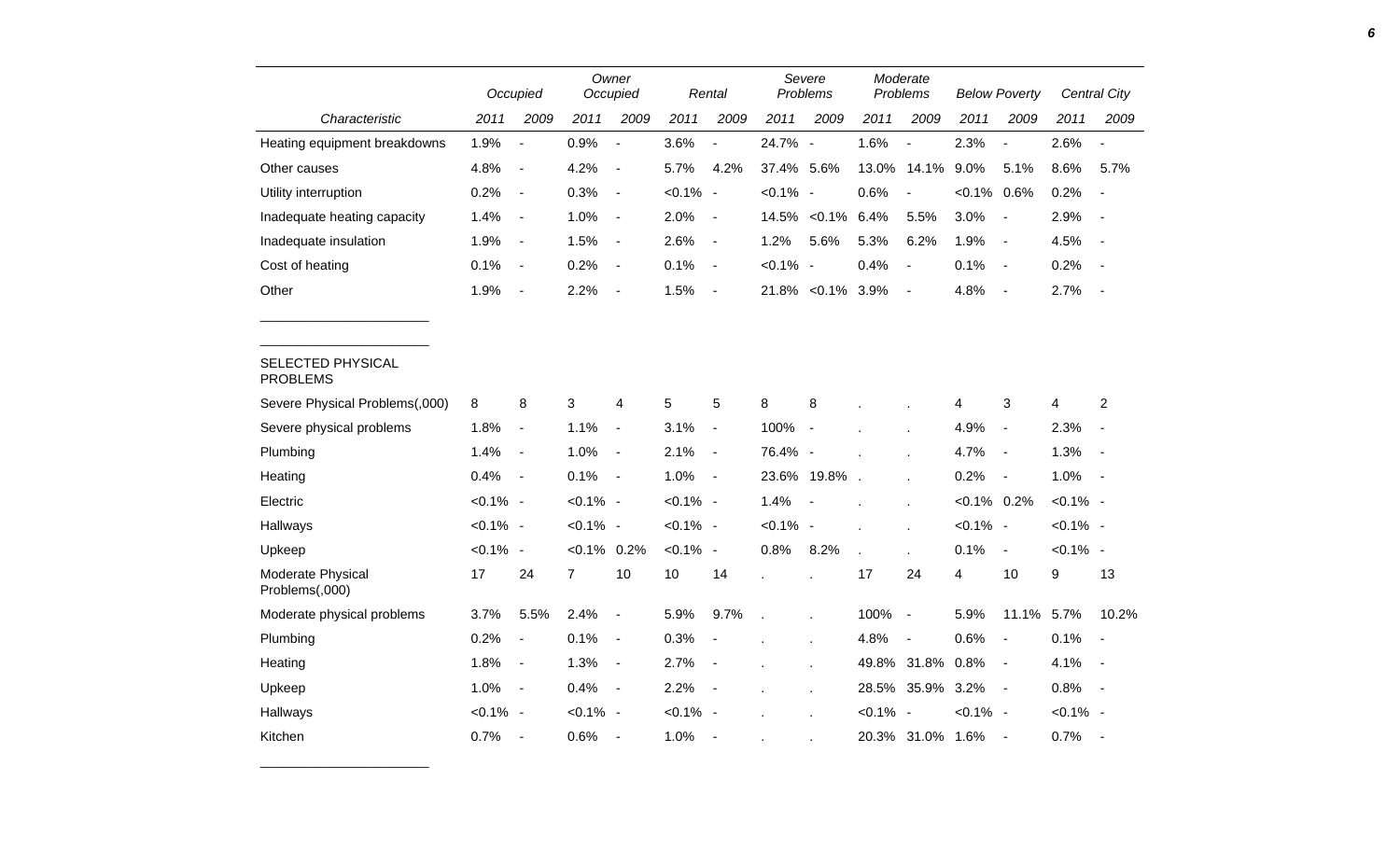| Characteristic | Occupied | | Owner Occupied | | Rental | | Severe Problems | | Moderate Problems | | Below Poverty | | Central City | |
|---|---|---|---|---|---|---|---|---|---|---|---|---|---|---|
| | 2011 | 2009 | 2011 | 2009 | 2011 | 2009 | 2011 | 2009 | 2011 | 2009 | 2011 | 2009 | 2011 | 2009 |
| Heating equipment breakdowns | 1.9% | - | 0.9% | - | 3.6% | - | 24.7% | - | 1.6% | - | 2.3% | - | 2.6% | - |
| Other causes | 4.8% | - | 4.2% | - | 5.7% | 4.2% | 37.4% | 5.6% | 13.0% | 14.1% | 9.0% | 5.1% | 8.6% | 5.7% |
| Utility interruption | 0.2% | - | 0.3% | - | <0.1% | - | <0.1% | - | 0.6% | - | <0.1% | 0.6% | 0.2% | - |
| Inadequate heating capacity | 1.4% | - | 1.0% | - | 2.0% | - | 14.5% | <0.1% | 6.4% | 5.5% | 3.0% | - | 2.9% | - |
| Inadequate insulation | 1.9% | - | 1.5% | - | 2.6% | - | 1.2% | 5.6% | 5.3% | 6.2% | 1.9% | - | 4.5% | - |
| Cost of heating | 0.1% | - | 0.2% | - | 0.1% | - | <0.1% | - | 0.4% | - | 0.1% | - | 0.2% | - |
| Other | 1.9% | - | 2.2% | - | 1.5% | - | 21.8% | <0.1% | 3.9% | - | 4.8% | - | 2.7% | - |
| SELECTED PHYSICAL PROBLEMS | | | | | | | | | | | | | | |
| Severe Physical Problems(,000) | 8 | 8 | 3 | 4 | 5 | 5 | 8 | 8 | . | . | 4 | 3 | 4 | 2 |
| Severe physical problems | 1.8% | - | 1.1% | - | 3.1% | - | 100% | - | . | . | 4.9% | - | 2.3% | - |
| Plumbing | 1.4% | - | 1.0% | - | 2.1% | - | 76.4% | - | . | . | 4.7% | - | 1.3% | - |
| Heating | 0.4% | - | 0.1% | - | 1.0% | - | 23.6% | 19.8% | . | . | 0.2% | - | 1.0% | - |
| Electric | <0.1% | - | <0.1% | - | <0.1% | - | 1.4% | - | . | . | <0.1% | 0.2% | <0.1% | - |
| Hallways | <0.1% | - | <0.1% | - | <0.1% | - | <0.1% | - | . | . | <0.1% | - | <0.1% | - |
| Upkeep | <0.1% | - | <0.1% | 0.2% | <0.1% | - | 0.8% | 8.2% | . | . | 0.1% | - | <0.1% | - |
| Moderate Physical Problems(,000) | 17 | 24 | 7 | 10 | 10 | 14 | . | . | 17 | 24 | 4 | 10 | 9 | 13 |
| Moderate physical problems | 3.7% | 5.5% | 2.4% | - | 5.9% | 9.7% | . | . | 100% | - | 5.9% | 11.1% | 5.7% | 10.2% |
| Plumbing | 0.2% | - | 0.1% | - | 0.3% | - | . | . | 4.8% | - | 0.6% | - | 0.1% | - |
| Heating | 1.8% | - | 1.3% | - | 2.7% | - | . | . | 49.8% | 31.8% | 0.8% | - | 4.1% | - |
| Upkeep | 1.0% | - | 0.4% | - | 2.2% | - | . | . | 28.5% | 35.9% | 3.2% | - | 0.8% | - |
| Hallways | <0.1% | - | <0.1% | - | <0.1% | - | . | . | <0.1% | - | <0.1% | - | <0.1% | - |
| Kitchen | 0.7% | - | 0.6% | - | 1.0% | - | . | . | 20.3% | 31.0% | 1.6% | - | 0.7% | - |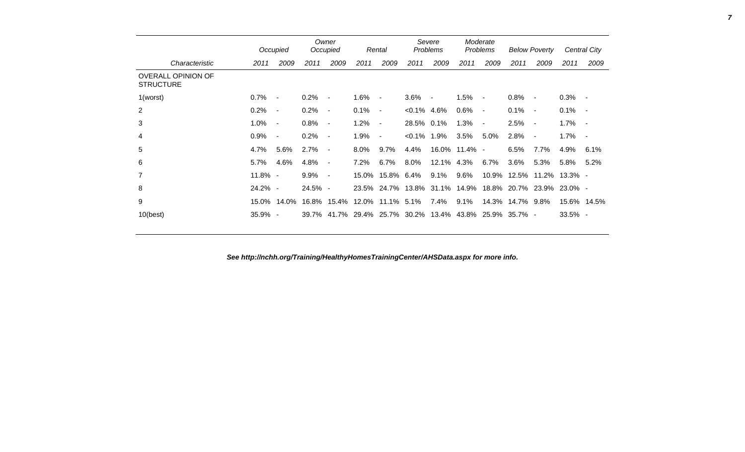| Characteristic | Occupied | | Owner Occupied | | Rental | | Severe Problems | | Moderate Problems | | Below Poverty | | Central City | |
|---|---|---|---|---|---|---|---|---|---|---|---|---|---|---|
| | 2011 | 2009 | 2011 | 2009 | 2011 | 2009 | 2011 | 2009 | 2011 | 2009 | 2011 | 2009 | 2011 | 2009 |
| OVERALL OPINION OF STRUCTURE | | | | | | | | | | | | | | |
| 1(worst) | 0.7% | - | 0.2% | - | 1.6% | - | 3.6% | - | 1.5% | - | 0.8% | - | 0.3% | - |
| 2 | 0.2% | - | 0.2% | - | 0.1% | - | <0.1% | 4.6% | 0.6% | - | 0.1% | - | 0.1% | - |
| 3 | 1.0% | - | 0.8% | - | 1.2% | - | 28.5% | 0.1% | 1.3% | - | 2.5% | - | 1.7% | - |
| 4 | 0.9% | - | 0.2% | - | 1.9% | - | <0.1% | 1.9% | 3.5% | 5.0% | 2.8% | - | 1.7% | - |
| 5 | 4.7% | 5.6% | 2.7% | - | 8.0% | 9.7% | 4.4% | 16.0% | 11.4% | - | 6.5% | 7.7% | 4.9% | 6.1% |
| 6 | 5.7% | 4.6% | 4.8% | - | 7.2% | 6.7% | 8.0% | 12.1% | 4.3% | 6.7% | 3.6% | 5.3% | 5.8% | 5.2% |
| 7 | 11.8% | - | 9.9% | - | 15.0% | 15.8% | 6.4% | 9.1% | 9.6% | 10.9% | 12.5% | 11.2% | 13.3% | - |
| 8 | 24.2% | - | 24.5% | - | 23.5% | 24.7% | 13.8% | 31.1% | 14.9% | 18.8% | 20.7% | 23.9% | 23.0% | - |
| 9 | 15.0% | 14.0% | 16.8% | 15.4% | 12.0% | 11.1% | 5.1% | 7.4% | 9.1% | 14.3% | 14.7% | 9.8% | 15.6% | 14.5% |
| 10(best) | 35.9% | - | 39.7% | 41.7% | 29.4% | 25.7% | 30.2% | 13.4% | 43.8% | 25.9% | 35.7% | - | 33.5% | - |

***See http://nchh.org/Training/HealthyHomesTrainingCenter/AHSData.aspx for more info.***